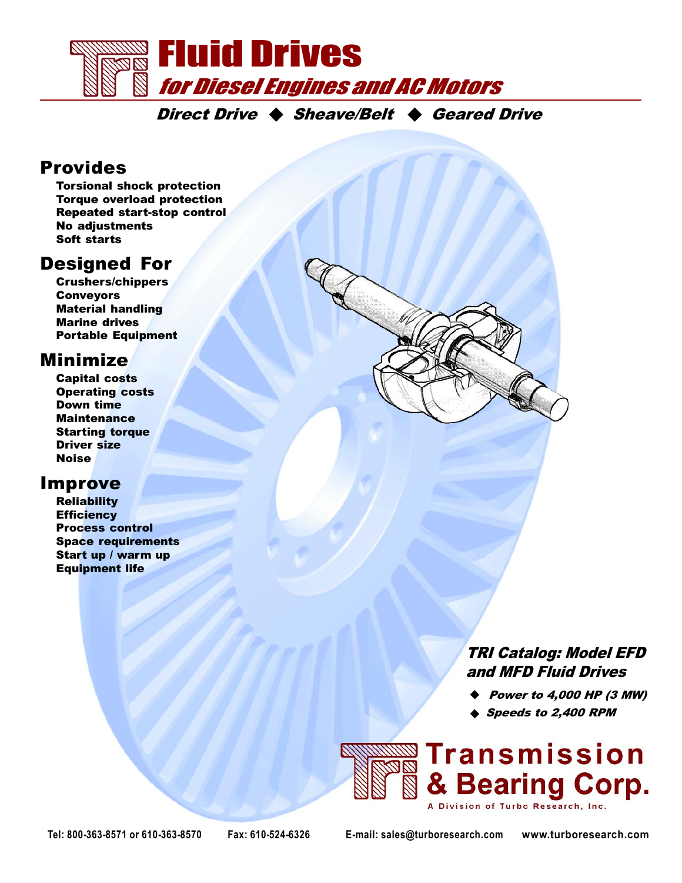# Fluid Drives

## *for Diesel Engines and AC Motors*

***Direct Drive ◆ Sheave/Belt ◆ Geared Drive***

## Provides

**Torsional shock protection**
**Torque overload protection**
**Repeated start-stop control**
**No adjustments**
**Soft starts**

## Designed For

**Crushers/chippers**
**Conveyors**
**Material handling**
**Marine drives**
**Portable Equipment**

## Minimize

**Capital costs**
**Operating costs**
**Down time**
**Maintenance**
**Starting torque**
**Driver size**
**Noise**

## Improve

**Reliability**
**Efficiency**
**Process control**
**Space requirements**
**Start up / warm up**
**Equipment life**

### *TRI Catalog: Model EFD and MFD Fluid Drives*

- ***Power to 4,000 HP (3 MW)***
- ***Speeds to 2,400 RPM***

**Transmission & Bearing Corp.**
A Division of Turbo Research, Inc.

Tel: 800-363-8571 or 610-363-8570 Fax: 610-524-6326 E-mail: sales@turboresearch.com www.turboresearch.com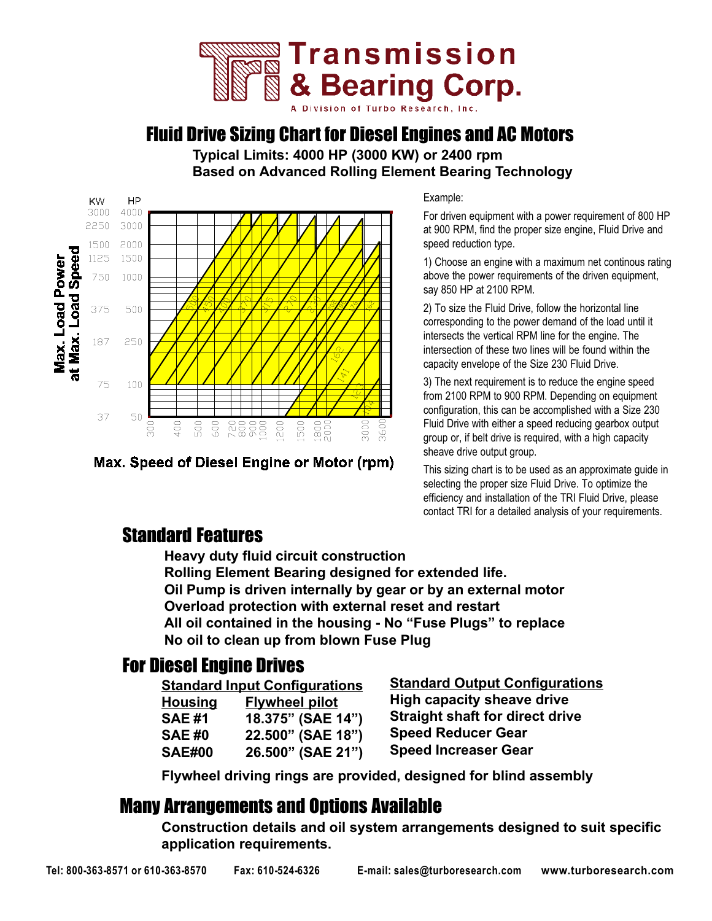# Transmission & Bearing Corp.

A Division of Turbo Research, Inc.

## Fluid Drive Sizing Chart for Diesel Engines and AC Motors

**Typical Limits: 4000 HP (3000 KW) or 2400 rpm**
**Based on Advanced Rolling Element Bearing Technology**

Max. Load Power at Max. Load Speed

| KW | HP |
|---|---|
| 3000 | 4000 |
| 2250 | 3000 |
| 1500 | 2000 |
| 1125 | 1500 |
| 750 | 1000 |
| 375 | 500 |
| 187 | 250 |
| 75 | 100 |
| 37 | 50 |

300, 400, 500, 600, 720, 800, 900, 1000, 1200, 1500, 1800, 2000, 3000, 3600

Max. Speed of Diesel Engine or Motor (rpm)

Example:

For driven equipment with a power requirement of 800 HP at 900 RPM, find the proper size engine, Fluid Drive and speed reduction type.

1) Choose an engine with a maximum net continous rating above the power requirements of the driven equipment, say 850 HP at 2100 RPM.

2) To size the Fluid Drive, follow the horizontal line corresponding to the power demand of the load until it intersects the vertical RPM line for the engine. The intersection of these two lines will be found within the capacity envelope of the Size 230 Fluid Drive.

3) The next requirement is to reduce the engine speed from 2100 RPM to 900 RPM. Depending on equipment configuration, this can be accomplished with a Size 230 Fluid Drive with either a speed reducing gearbox output group or, if belt drive is required, with a high capacity sheave drive output group.

This sizing chart is to be used as an approximate guide in selecting the proper size Fluid Drive. To optimize the efficiency and installation of the TRI Fluid Drive, please contact TRI for a detailed analysis of your requirements.

## Standard Features

**Heavy duty fluid circuit construction**
**Rolling Element Bearing designed for extended life.**
**Oil Pump is driven internally by gear or by an external motor**
**Overload protection with external reset and restart**
**All oil contained in the housing - No "Fuse Plugs" to replace**
**No oil to clean up from blown Fuse Plug**

## For Diesel Engine Drives

**Standard Input Configurations**

| Housing | Flywheel pilot |
|---|---|
| SAE #1 | 18.375" (SAE 14") |
| SAE #0 | 22.500" (SAE 18") |
| SAE#00 | 26.500" (SAE 21") |

**Standard Output Configurations**

**High capacity sheave drive**
**Straight shaft for direct drive**
**Speed Reducer Gear**
**Speed Increaser Gear**

**Flywheel driving rings are provided, designed for blind assembly**

## Many Arrangements and Options Available

**Construction details and oil system arrangements designed to suit specific application requirements.**

Tel: 800-363-8571 or 610-363-8570 Fax: 610-524-6326 E-mail: sales@turboresearch.com www.turboresearch.com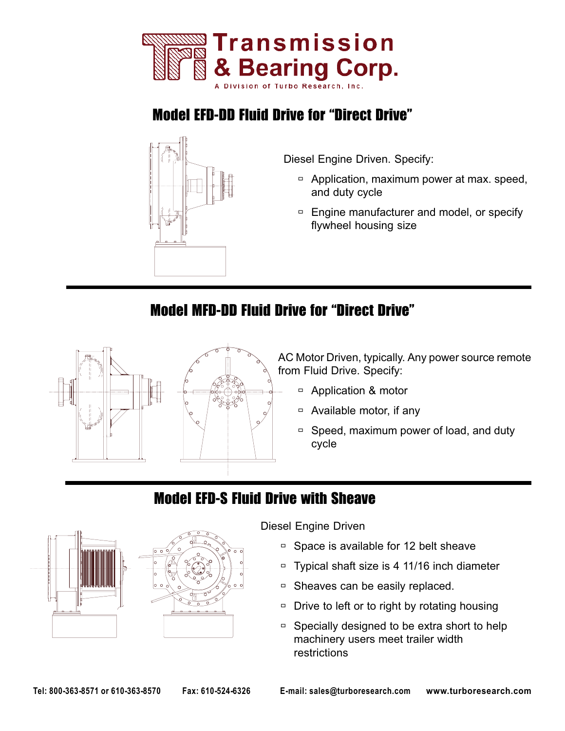# Transmission & Bearing Corp.

A Division of Turbo Research, Inc.

## Model EFD-DD Fluid Drive for "Direct Drive"

Diesel Engine Driven. Specify:

- Application, maximum power at max. speed, and duty cycle
- Engine manufacturer and model, or specify flywheel housing size

## Model MFD-DD Fluid Drive for "Direct Drive"

AC Motor Driven, typically. Any power source remote from Fluid Drive. Specify:

- Application & motor
- Available motor, if any
- Speed, maximum power of load, and duty cycle

## Model EFD-S Fluid Drive with Sheave

Diesel Engine Driven

- Space is available for 12 belt sheave
- Typical shaft size is 4 11/16 inch diameter
- Sheaves can be easily replaced.
- Drive to left or to right by rotating housing
- Specially designed to be extra short to help machinery users meet trailer width restrictions

**Tel: 800-363-8571 or 610-363-8570 Fax: 610-524-6326 E-mail: sales@turboresearch.com www.turboresearch.com**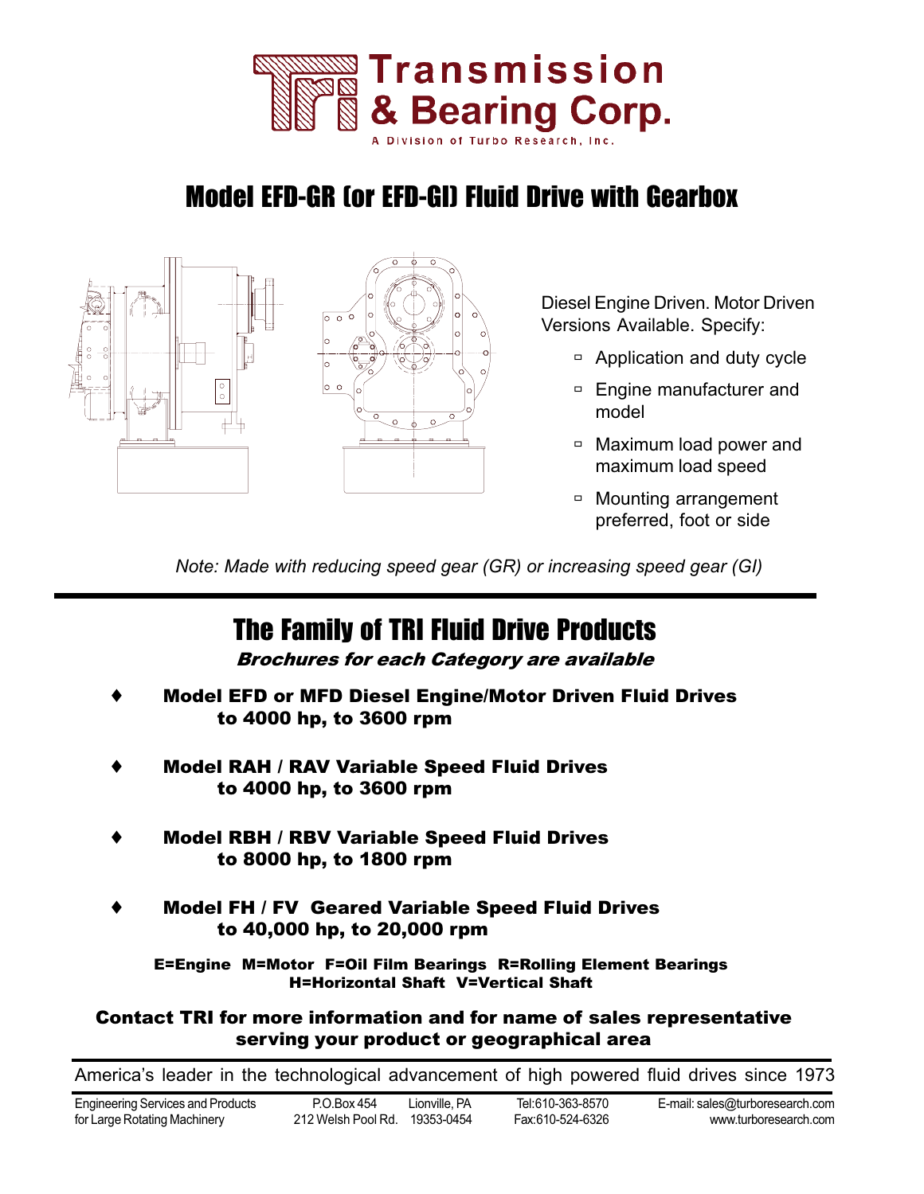# Transmission & Bearing Corp.

A Division of Turbo Research, Inc.

## Model EFD-GR (or EFD-GI) Fluid Drive with Gearbox

Diesel Engine Driven. Motor Driven Versions Available. Specify:

- Application and duty cycle
- Engine manufacturer and model
- Maximum load power and maximum load speed
- Mounting arrangement preferred, foot or side

*Note: Made with reducing speed gear (GR) or increasing speed gear (GI)*

---

## The Family of TRI Fluid Drive Products

***Brochures for each Category are available***

- **Model EFD or MFD Diesel Engine/Motor Driven Fluid Drives to 4000 hp, to 3600 rpm**
- **Model RAH / RAV Variable Speed Fluid Drives to 4000 hp, to 3600 rpm**
- **Model RBH / RBV Variable Speed Fluid Drives to 8000 hp, to 1800 rpm**
- **Model FH / FV Geared Variable Speed Fluid Drives to 40,000 hp, to 20,000 rpm**

**E=Engine M=Motor F=Oil Film Bearings R=Rolling Element Bearings H=Horizontal Shaft V=Vertical Shaft**

**Contact TRI for more information and for name of sales representative serving your product or geographical area**

---

America's leader in the technological advancement of high powered fluid drives since 1973

Engineering Services and Products for Large Rotating Machinery | P.O.Box 454, 212 Welsh Pool Rd. | Lionville, PA 19353-0454 | Tel:610-363-8570 | Fax:610-524-6326 | E-mail: sales@turboresearch.com | www.turboresearch.com